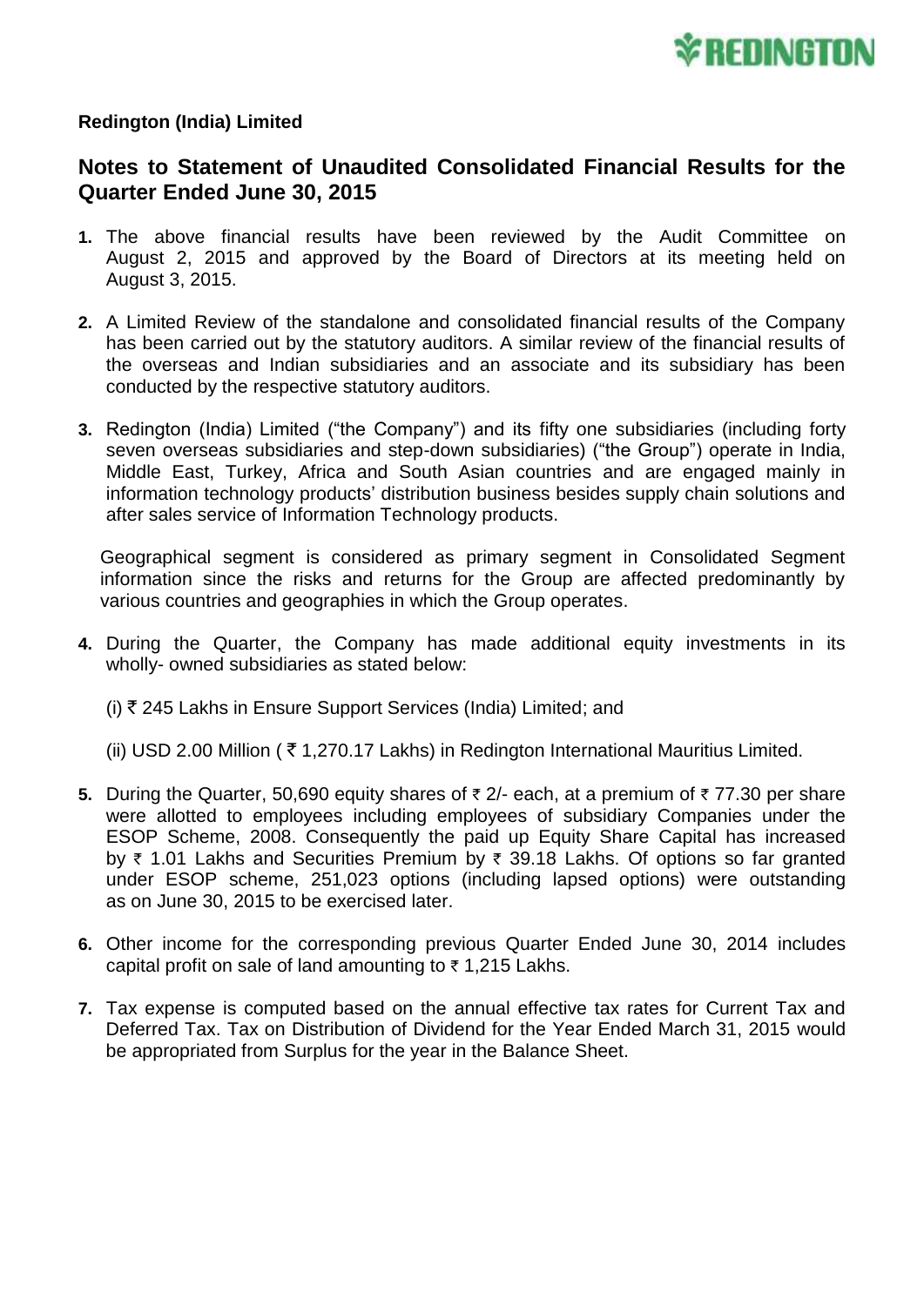**Redington (India) Limited**

## Notes to Statement of Unaudited Consolidated Financial Results for the Quarter Ended June 30, 2015

1. The above financial results have been reviewed by the Audit Committee on August 2, 2015 and approved by the Board of Directors at its meeting held on August 3, 2015.

2. A Limited Review of the standalone and consolidated financial results of the Company has been carried out by the statutory auditors. A similar review of the financial results of the overseas and Indian subsidiaries and an associate and its subsidiary has been conducted by the respective statutory auditors.

3. Redington (India) Limited ("the Company") and its fifty one subsidiaries (including forty seven overseas subsidiaries and step-down subsidiaries) ("the Group") operate in India, Middle East, Turkey, Africa and South Asian countries and are engaged mainly in information technology products' distribution business besides supply chain solutions and after sales service of Information Technology products.

   Geographical segment is considered as primary segment in Consolidated Segment information since the risks and returns for the Group are affected predominantly by various countries and geographies in which the Group operates.

4. During the Quarter, the Company has made additional equity investments in its wholly- owned subsidiaries as stated below:

   (i) ₹ 245 Lakhs in Ensure Support Services (India) Limited; and

   (ii) USD 2.00 Million ( ₹ 1,270.17 Lakhs) in Redington International Mauritius Limited.

5. During the Quarter, 50,690 equity shares of ₹ 2/- each, at a premium of ₹ 77.30 per share were allotted to employees including employees of subsidiary Companies under the ESOP Scheme, 2008. Consequently the paid up Equity Share Capital has increased by ₹ 1.01 Lakhs and Securities Premium by ₹ 39.18 Lakhs. Of options so far granted under ESOP scheme, 251,023 options (including lapsed options) were outstanding as on June 30, 2015 to be exercised later.

6. Other income for the corresponding previous Quarter Ended June 30, 2014 includes capital profit on sale of land amounting to ₹ 1,215 Lakhs.

7. Tax expense is computed based on the annual effective tax rates for Current Tax and Deferred Tax. Tax on Distribution of Dividend for the Year Ended March 31, 2015 would be appropriated from Surplus for the year in the Balance Sheet.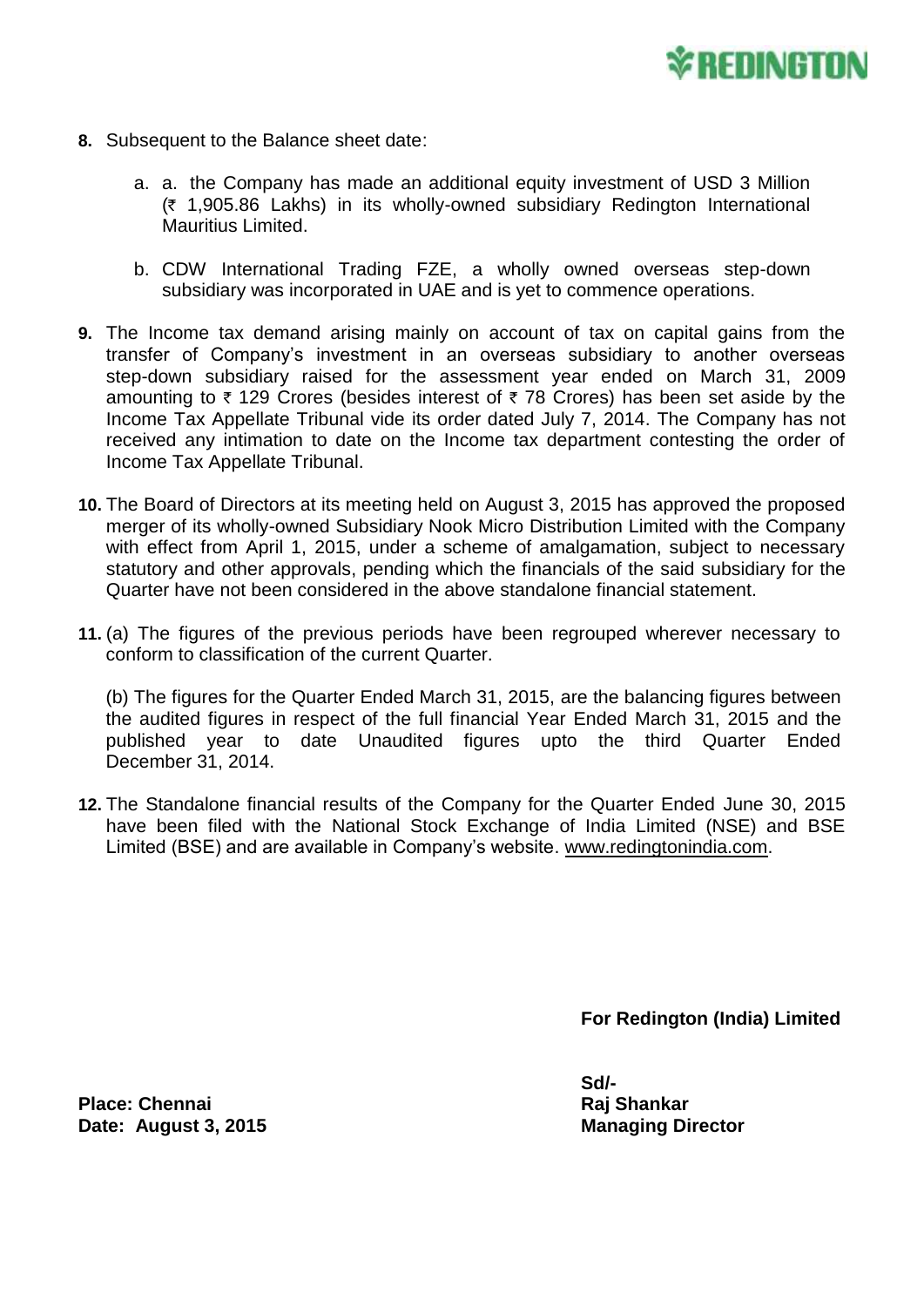8. Subsequent to the Balance sheet date:

   a. a. the Company has made an additional equity investment of USD 3 Million (₹ 1,905.86 Lakhs) in its wholly-owned subsidiary Redington International Mauritius Limited.

   b. CDW International Trading FZE, a wholly owned overseas step-down subsidiary was incorporated in UAE and is yet to commence operations.

9. The Income tax demand arising mainly on account of tax on capital gains from the transfer of Company's investment in an overseas subsidiary to another overseas step-down subsidiary raised for the assessment year ended on March 31, 2009 amounting to ₹ 129 Crores (besides interest of ₹ 78 Crores) has been set aside by the Income Tax Appellate Tribunal vide its order dated July 7, 2014. The Company has not received any intimation to date on the Income tax department contesting the order of Income Tax Appellate Tribunal.

10. The Board of Directors at its meeting held on August 3, 2015 has approved the proposed merger of its wholly-owned Subsidiary Nook Micro Distribution Limited with the Company with effect from April 1, 2015, under a scheme of amalgamation, subject to necessary statutory and other approvals, pending which the financials of the said subsidiary for the Quarter have not been considered in the above standalone financial statement.

11. (a) The figures of the previous periods have been regrouped wherever necessary to conform to classification of the current Quarter.

    (b) The figures for the Quarter Ended March 31, 2015, are the balancing figures between the audited figures in respect of the full financial Year Ended March 31, 2015 and the published year to date Unaudited figures upto the third Quarter Ended December 31, 2014.

12. The Standalone financial results of the Company for the Quarter Ended June 30, 2015 have been filed with the National Stock Exchange of India Limited (NSE) and BSE Limited (BSE) and are available in Company's website. www.redingtonindia.com.

**For Redington (India) Limited**

**Sd/-**
**Raj Shankar**
**Managing Director**

**Place: Chennai**
**Date: August 3, 2015**